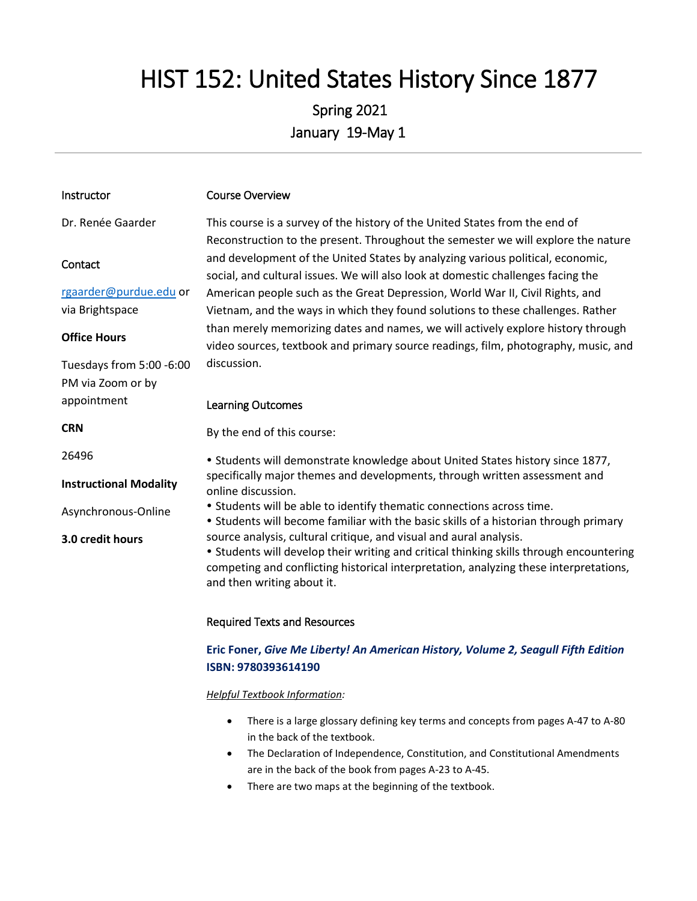# HIST 152: United States History Since 1877

Spring 2021

January 19-May 1

---

**Instructor**

Dr. Renée Gaarder

**Contact**

rgaarder@purdue.edu or via Brightspace

**Office Hours**

Tuesdays from 5:00 -6:00 PM via Zoom or by appointment

**CRN**

26496

**Instructional Modality**

Asynchronous-Online

**3.0 credit hours**

## Course Overview

This course is a survey of the history of the United States from the end of Reconstruction to the present. Throughout the semester we will explore the nature and development of the United States by analyzing various political, economic, social, and cultural issues. We will also look at domestic challenges facing the American people such as the Great Depression, World War II, Civil Rights, and Vietnam, and the ways in which they found solutions to these challenges. Rather than merely memorizing dates and names, we will actively explore history through video sources, textbook and primary source readings, film, photography, music, and discussion.

## Learning Outcomes

By the end of this course:

- Students will demonstrate knowledge about United States history since 1877, specifically major themes and developments, through written assessment and online discussion.
- Students will be able to identify thematic connections across time.
- Students will become familiar with the basic skills of a historian through primary source analysis, cultural critique, and visual and aural analysis.
- Students will develop their writing and critical thinking skills through encountering competing and conflicting historical interpretation, analyzing these interpretations, and then writing about it.

## Required Texts and Resources

**Eric Foner, *Give Me Liberty! An American History, Volume 2, Seagull Fifth Edition***
**ISBN: 9780393614190**

*Helpful Textbook Information:*

- There is a large glossary defining key terms and concepts from pages A-47 to A-80 in the back of the textbook.
- The Declaration of Independence, Constitution, and Constitutional Amendments are in the back of the book from pages A-23 to A-45.
- There are two maps at the beginning of the textbook.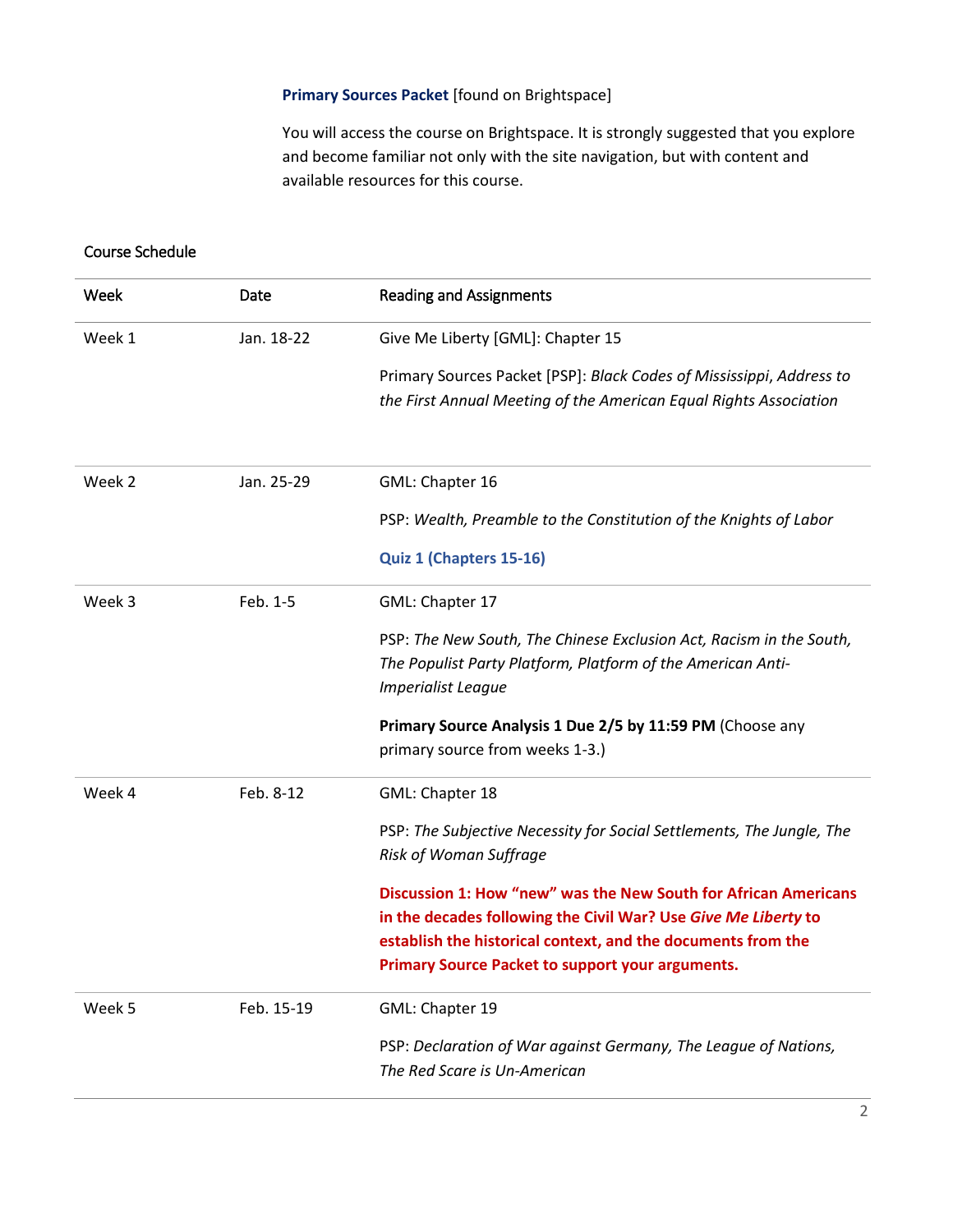**Primary Sources Packet** [found on Brightspace]

You will access the course on Brightspace. It is strongly suggested that you explore and become familiar not only with the site navigation, but with content and available resources for this course.

Course Schedule

| Week | Date | Reading and Assignments |
|---|---|---|
| Week 1 | Jan. 18-22 | Give Me Liberty [GML]: Chapter 15<br><br>Primary Sources Packet [PSP]: *Black Codes of Mississippi*, *Address to the First Annual Meeting of the American Equal Rights Association* |
| Week 2 | Jan. 25-29 | GML: Chapter 16<br><br>PSP: *Wealth, Preamble to the Constitution of the Knights of Labor*<br><br>**Quiz 1 (Chapters 15-16)** |
| Week 3 | Feb. 1-5 | GML: Chapter 17<br><br>PSP: *The New South, The Chinese Exclusion Act, Racism in the South, The Populist Party Platform, Platform of the American Anti-Imperialist League*<br><br>**Primary Source Analysis 1 Due 2/5 by 11:59 PM** (Choose any primary source from weeks 1-3.) |
| Week 4 | Feb. 8-12 | GML: Chapter 18<br><br>PSP: *The Subjective Necessity for Social Settlements, The Jungle, The Risk of Woman Suffrage*<br><br>**Discussion 1: How "new" was the New South for African Americans in the decades following the Civil War? Use *Give Me Liberty* to establish the historical context, and the documents from the Primary Source Packet to support your arguments.** |
| Week 5 | Feb. 15-19 | GML: Chapter 19<br><br>PSP: *Declaration of War against Germany, The League of Nations, The Red Scare is Un-American* |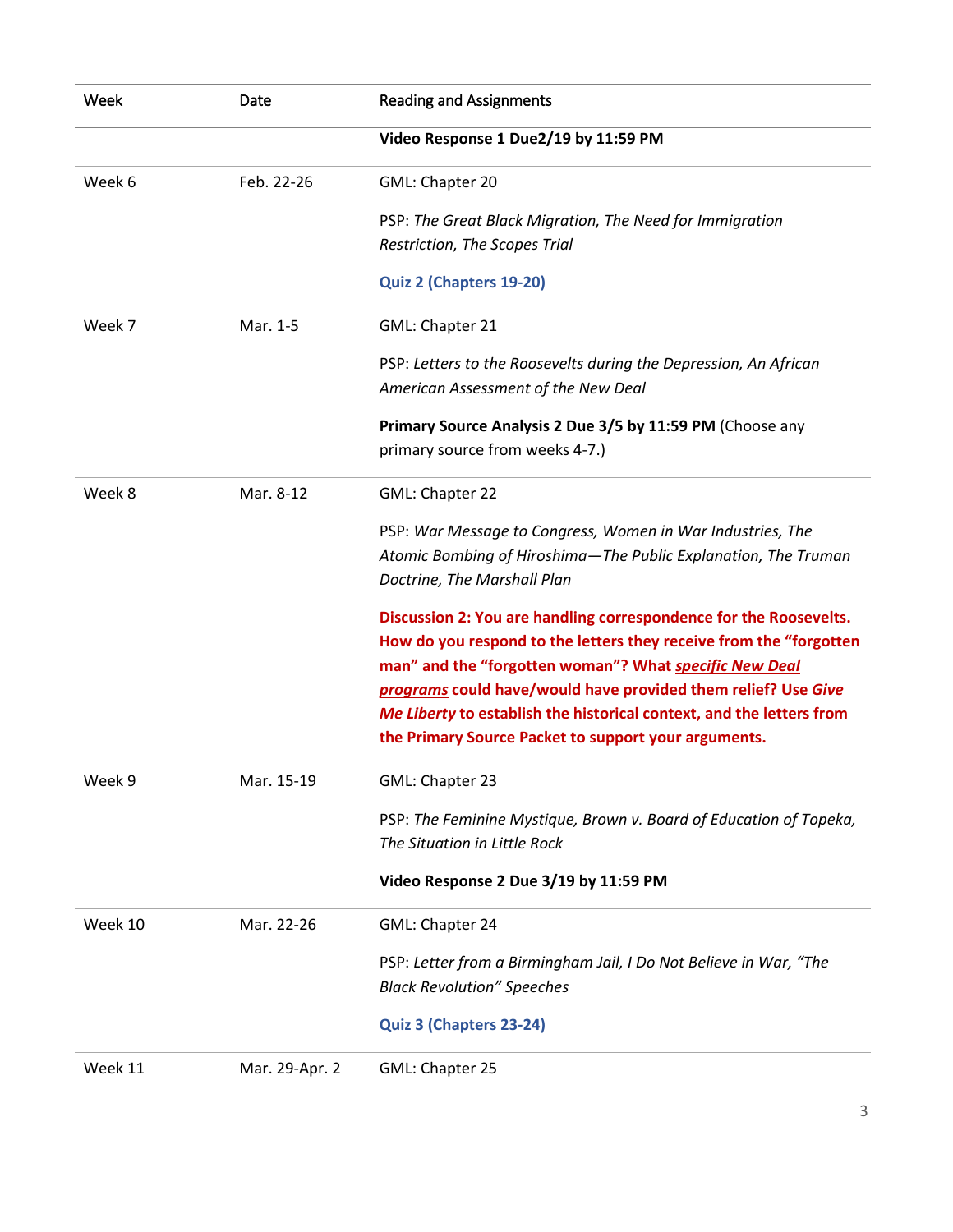| Week | Date | Reading and Assignments |
| --- | --- | --- |
| | | **Video Response 1 Due2/19 by 11:59 PM** |
| Week 6 | Feb. 22-26 | GML: Chapter 20<br><br>PSP: *The Great Black Migration, The Need for Immigration Restriction, The Scopes Trial*<br><br>**Quiz 2 (Chapters 19-20)** |
| Week 7 | Mar. 1-5 | GML: Chapter 21<br><br>PSP: *Letters to the Roosevelts during the Depression, An African American Assessment of the New Deal*<br><br>**Primary Source Analysis 2 Due 3/5 by 11:59 PM** (Choose any primary source from weeks 4-7.) |
| Week 8 | Mar. 8-12 | GML: Chapter 22<br><br>PSP: *War Message to Congress, Women in War Industries, The Atomic Bombing of Hiroshima—The Public Explanation, The Truman Doctrine, The Marshall Plan*<br><br>**Discussion 2: You are handling correspondence for the Roosevelts. How do you respond to the letters they receive from the "forgotten man" and the "forgotten woman"? What *specific New Deal programs* could have/would have provided them relief? Use *Give Me Liberty* to establish the historical context, and the letters from the Primary Source Packet to support your arguments.** |
| Week 9 | Mar. 15-19 | GML: Chapter 23<br><br>PSP: *The Feminine Mystique, Brown v. Board of Education of Topeka, The Situation in Little Rock*<br><br>**Video Response 2 Due 3/19 by 11:59 PM** |
| Week 10 | Mar. 22-26 | GML: Chapter 24<br><br>PSP: *Letter from a Birmingham Jail, I Do Not Believe in War, "The Black Revolution" Speeches*<br><br>**Quiz 3 (Chapters 23-24)** |
| Week 11 | Mar. 29-Apr. 2 | GML: Chapter 25 |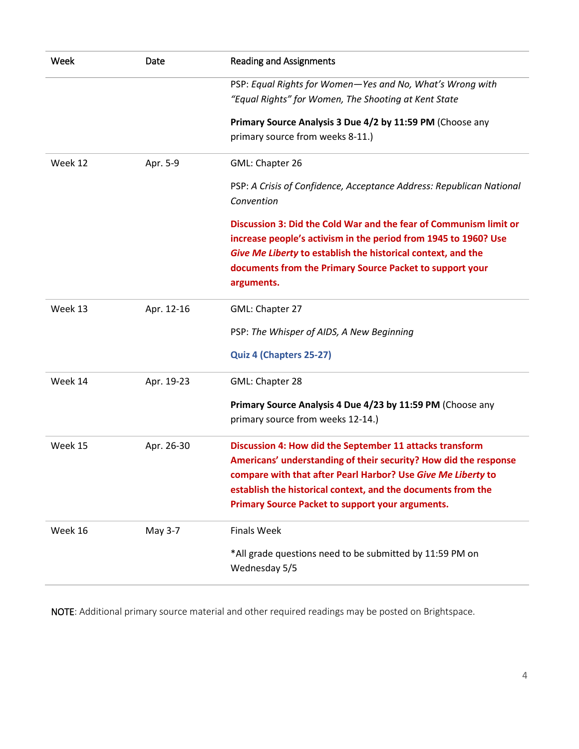| Week | Date | Reading and Assignments |
|---|---|---|
| | | PSP: *Equal Rights for Women—Yes and No, What's Wrong with "Equal Rights" for Women, The Shooting at Kent State*<br><br>**Primary Source Analysis 3 Due 4/2 by 11:59 PM** (Choose any primary source from weeks 8-11.) |
| Week 12 | Apr. 5-9 | GML: Chapter 26<br><br>PSP: *A Crisis of Confidence, Acceptance Address: Republican National Convention*<br><br>**Discussion 3: Did the Cold War and the fear of Communism limit or increase people's activism in the period from 1945 to 1960? Use *Give Me Liberty* to establish the historical context, and the documents from the Primary Source Packet to support your arguments.** |
| Week 13 | Apr. 12-16 | GML: Chapter 27<br><br>PSP: *The Whisper of AIDS, A New Beginning*<br><br>**Quiz 4 (Chapters 25-27)** |
| Week 14 | Apr. 19-23 | GML: Chapter 28<br><br>**Primary Source Analysis 4 Due 4/23 by 11:59 PM** (Choose any primary source from weeks 12-14.) |
| Week 15 | Apr. 26-30 | **Discussion 4: How did the September 11 attacks transform Americans' understanding of their security? How did the response compare with that after Pearl Harbor? Use *Give Me Liberty* to establish the historical context, and the documents from the Primary Source Packet to support your arguments.** |
| Week 16 | May 3-7 | Finals Week<br><br>*All grade questions need to be submitted by 11:59 PM on Wednesday 5/5 |

NOTE: Additional primary source material and other required readings may be posted on Brightspace.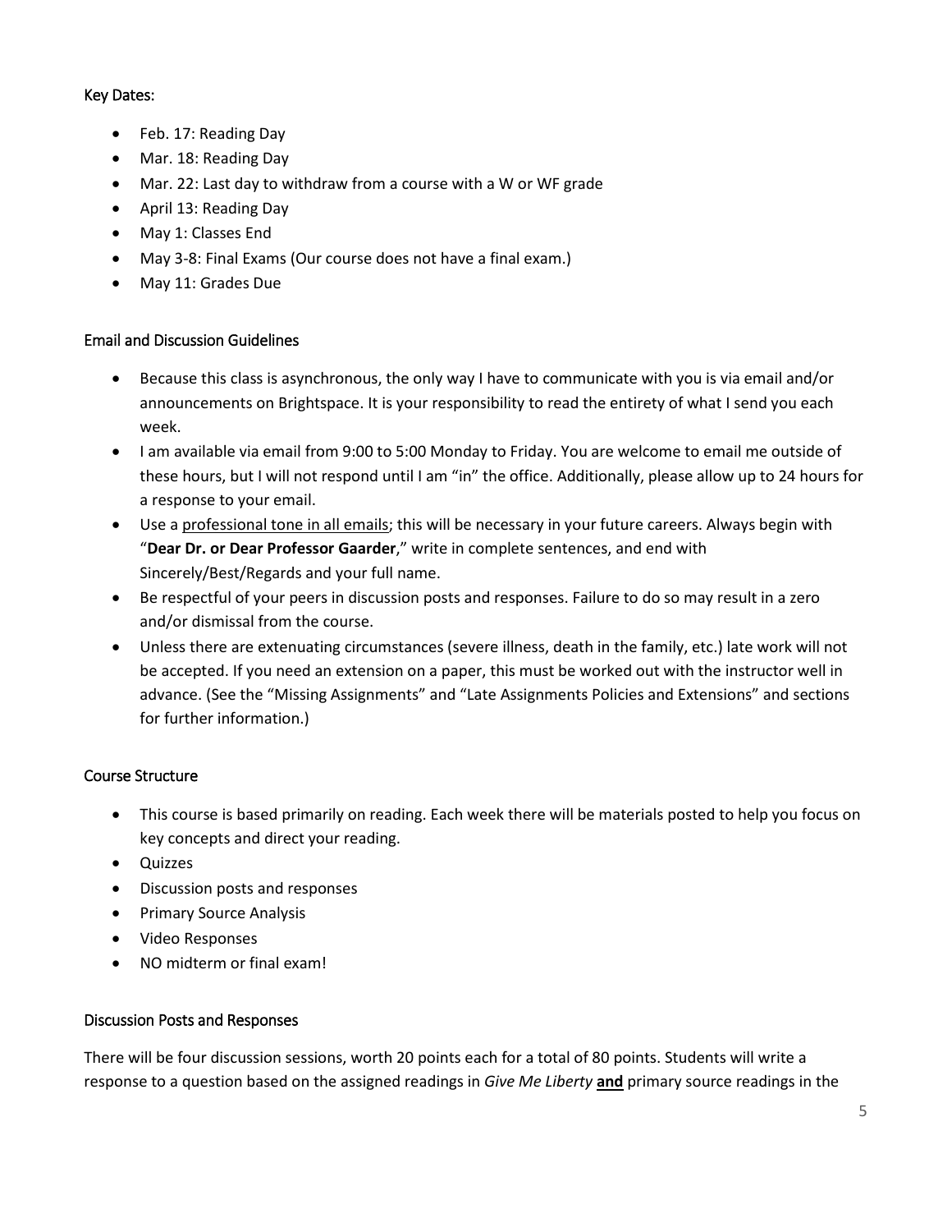### Key Dates:

- Feb. 17: Reading Day
- Mar. 18: Reading Day
- Mar. 22: Last day to withdraw from a course with a W or WF grade
- April 13: Reading Day
- May 1: Classes End
- May 3-8: Final Exams (Our course does not have a final exam.)
- May 11: Grades Due

### Email and Discussion Guidelines

- Because this class is asynchronous, the only way I have to communicate with you is via email and/or announcements on Brightspace. It is your responsibility to read the entirety of what I send you each week.
- I am available via email from 9:00 to 5:00 Monday to Friday. You are welcome to email me outside of these hours, but I will not respond until I am "in" the office. Additionally, please allow up to 24 hours for a response to your email.
- Use a professional tone in all emails; this will be necessary in your future careers. Always begin with "**Dear Dr. or Dear Professor Gaarder**," write in complete sentences, and end with Sincerely/Best/Regards and your full name.
- Be respectful of your peers in discussion posts and responses. Failure to do so may result in a zero and/or dismissal from the course.
- Unless there are extenuating circumstances (severe illness, death in the family, etc.) late work will not be accepted. If you need an extension on a paper, this must be worked out with the instructor well in advance. (See the "Missing Assignments" and "Late Assignments Policies and Extensions" and sections for further information.)

### Course Structure

- This course is based primarily on reading. Each week there will be materials posted to help you focus on key concepts and direct your reading.
- Quizzes
- Discussion posts and responses
- Primary Source Analysis
- Video Responses
- NO midterm or final exam!

### Discussion Posts and Responses

There will be four discussion sessions, worth 20 points each for a total of 80 points. Students will write a response to a question based on the assigned readings in *Give Me Liberty* **and** primary source readings in the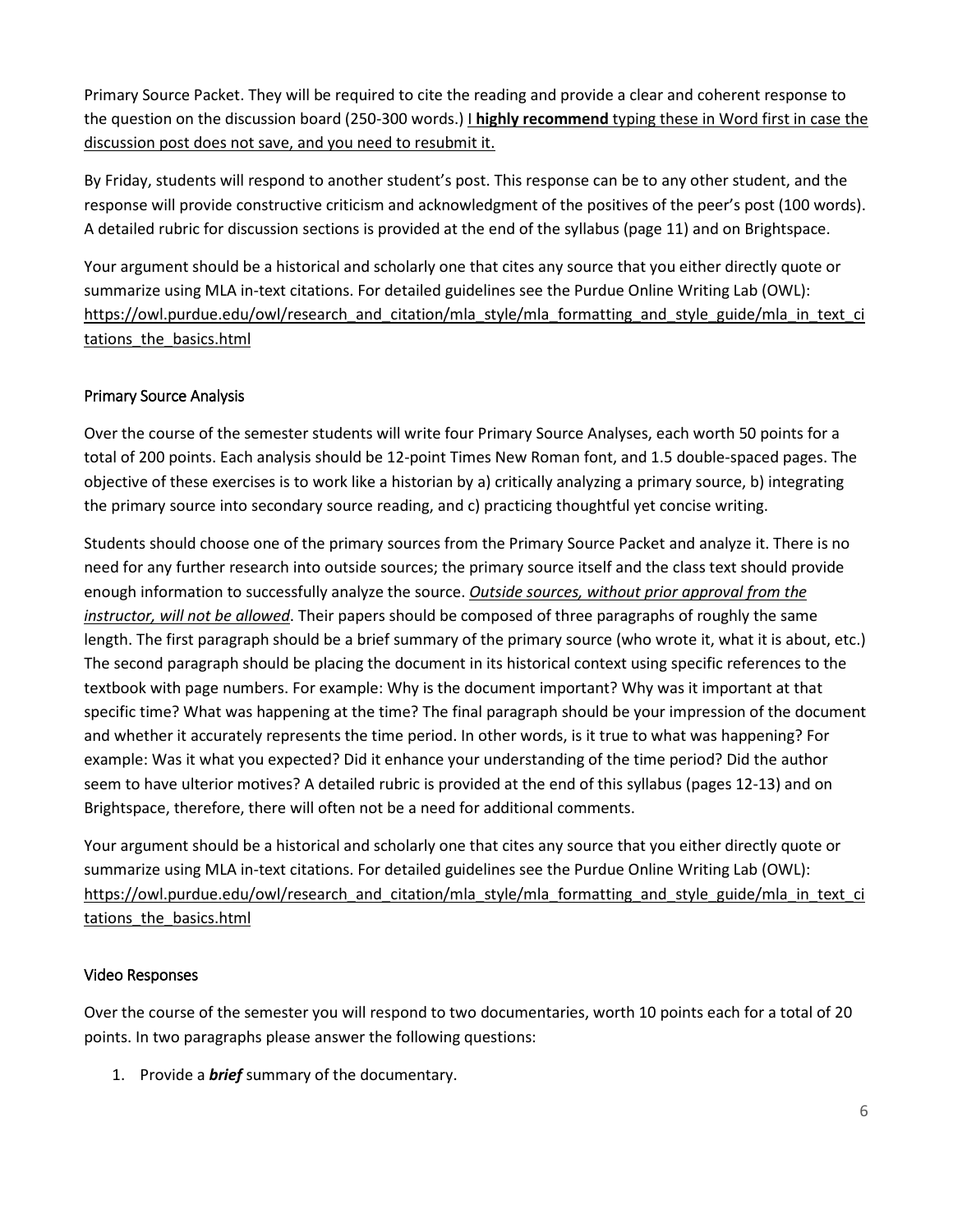Primary Source Packet. They will be required to cite the reading and provide a clear and coherent response to the question on the discussion board (250-300 words.) I **highly recommend** typing these in Word first in case the discussion post does not save, and you need to resubmit it.

By Friday, students will respond to another student's post. This response can be to any other student, and the response will provide constructive criticism and acknowledgment of the positives of the peer's post (100 words). A detailed rubric for discussion sections is provided at the end of the syllabus (page 11) and on Brightspace.

Your argument should be a historical and scholarly one that cites any source that you either directly quote or summarize using MLA in-text citations. For detailed guidelines see the Purdue Online Writing Lab (OWL): https://owl.purdue.edu/owl/research_and_citation/mla_style/mla_formatting_and_style_guide/mla_in_text_citations_the_basics.html

### Primary Source Analysis

Over the course of the semester students will write four Primary Source Analyses, each worth 50 points for a total of 200 points. Each analysis should be 12-point Times New Roman font, and 1.5 double-spaced pages. The objective of these exercises is to work like a historian by a) critically analyzing a primary source, b) integrating the primary source into secondary source reading, and c) practicing thoughtful yet concise writing.

Students should choose one of the primary sources from the Primary Source Packet and analyze it. There is no need for any further research into outside sources; the primary source itself and the class text should provide enough information to successfully analyze the source. ***Outside sources, without prior approval from the instructor, will not be allowed***. Their papers should be composed of three paragraphs of roughly the same length. The first paragraph should be a brief summary of the primary source (who wrote it, what it is about, etc.) The second paragraph should be placing the document in its historical context using specific references to the textbook with page numbers. For example: Why is the document important? Why was it important at that specific time? What was happening at the time? The final paragraph should be your impression of the document and whether it accurately represents the time period. In other words, is it true to what was happening? For example: Was it what you expected? Did it enhance your understanding of the time period? Did the author seem to have ulterior motives? A detailed rubric is provided at the end of this syllabus (pages 12-13) and on Brightspace, therefore, there will often not be a need for additional comments.

Your argument should be a historical and scholarly one that cites any source that you either directly quote or summarize using MLA in-text citations. For detailed guidelines see the Purdue Online Writing Lab (OWL): https://owl.purdue.edu/owl/research_and_citation/mla_style/mla_formatting_and_style_guide/mla_in_text_citations_the_basics.html

### Video Responses

Over the course of the semester you will respond to two documentaries, worth 10 points each for a total of 20 points. In two paragraphs please answer the following questions:

1. Provide a ***brief*** summary of the documentary.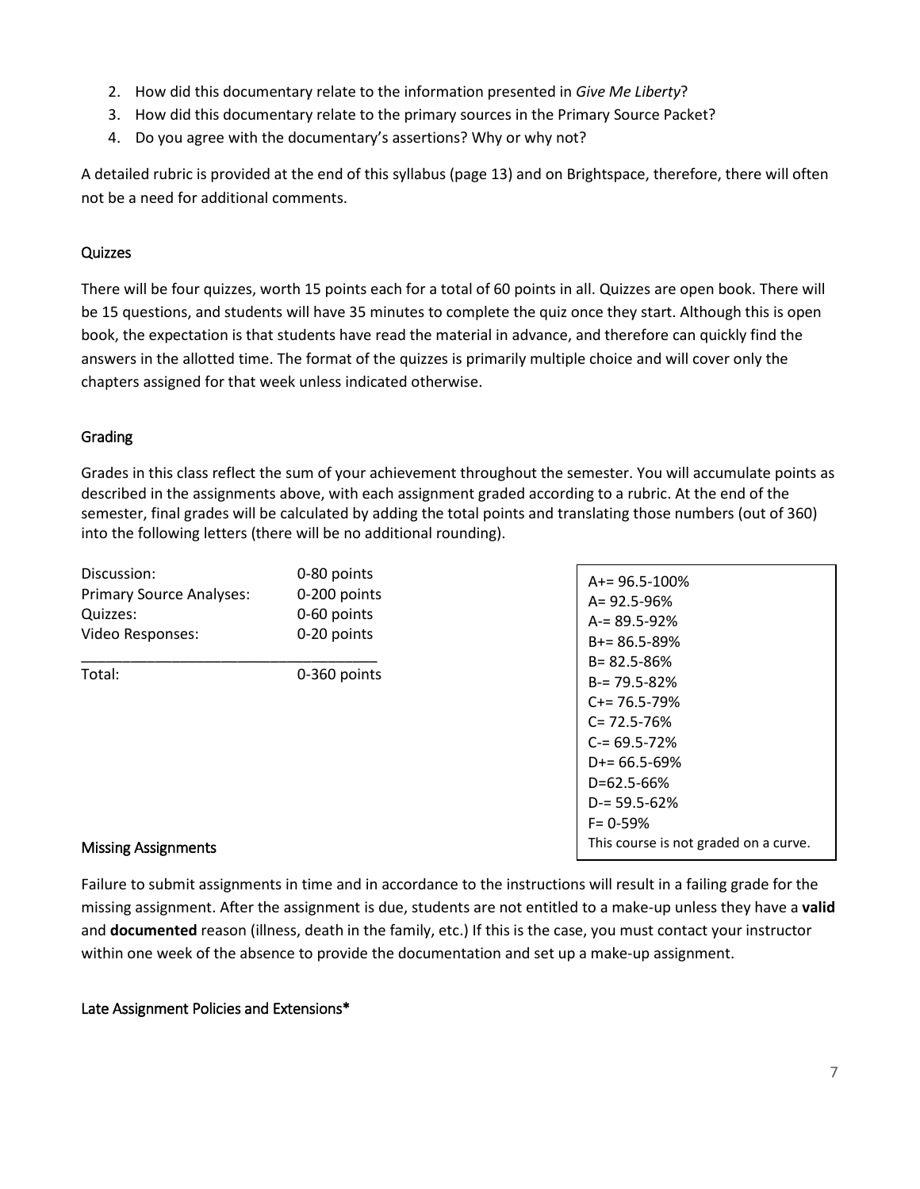2. How did this documentary relate to the information presented in *Give Me Liberty*?
3. How did this documentary relate to the primary sources in the Primary Source Packet?
4. Do you agree with the documentary's assertions? Why or why not?

A detailed rubric is provided at the end of this syllabus (page 13) and on Brightspace, therefore, there will often not be a need for additional comments.

### Quizzes

There will be four quizzes, worth 15 points each for a total of 60 points in all. Quizzes are open book. There will be 15 questions, and students will have 35 minutes to complete the quiz once they start. Although this is open book, the expectation is that students have read the material in advance, and therefore can quickly find the answers in the allotted time. The format of the quizzes is primarily multiple choice and will cover only the chapters assigned for that week unless indicated otherwise.

### Grading

Grades in this class reflect the sum of your achievement throughout the semester. You will accumulate points as described in the assignments above, with each assignment graded according to a rubric. At the end of the semester, final grades will be calculated by adding the total points and translating those numbers (out of 360) into the following letters (there will be no additional rounding).

| Category | Points |
|---|---|
| Discussion: | 0-80 points |
| Primary Source Analyses: | 0-200 points |
| Quizzes: | 0-60 points |
| Video Responses: | 0-20 points |
| Total: | 0-360 points |

A+= 96.5-100%
A= 92.5-96%
A-= 89.5-92%
B+= 86.5-89%
B= 82.5-86%
B-= 79.5-82%
C+= 76.5-79%
C= 72.5-76%
C-= 69.5-72%
D+= 66.5-69%
D=62.5-66%
D-= 59.5-62%
F= 0-59%
This course is not graded on a curve.

### Missing Assignments

Failure to submit assignments in time and in accordance to the instructions will result in a failing grade for the missing assignment. After the assignment is due, students are not entitled to a make-up unless they have a **valid** and **documented** reason (illness, death in the family, etc.) If this is the case, you must contact your instructor within one week of the absence to provide the documentation and set up a make-up assignment.

### Late Assignment Policies and Extensions*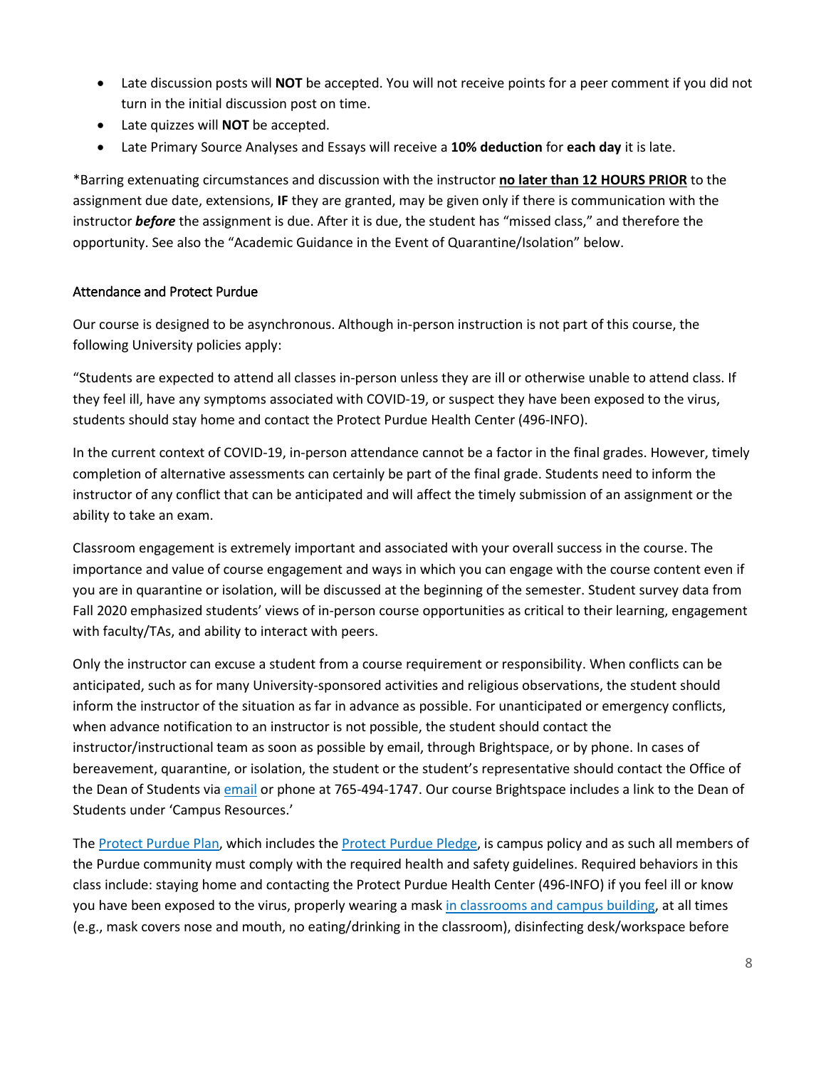- Late discussion posts will **NOT** be accepted. You will not receive points for a peer comment if you did not turn in the initial discussion post on time.
- Late quizzes will **NOT** be accepted.
- Late Primary Source Analyses and Essays will receive a **10% deduction** for **each day** it is late.

*Barring extenuating circumstances and discussion with the instructor **no later than 12 HOURS PRIOR** to the assignment due date, extensions, **IF** they are granted, may be given only if there is communication with the instructor ***before*** the assignment is due. After it is due, the student has "missed class," and therefore the opportunity. See also the "Academic Guidance in the Event of Quarantine/Isolation" below.

### Attendance and Protect Purdue

Our course is designed to be asynchronous. Although in-person instruction is not part of this course, the following University policies apply:

"Students are expected to attend all classes in-person unless they are ill or otherwise unable to attend class. If they feel ill, have any symptoms associated with COVID-19, or suspect they have been exposed to the virus, students should stay home and contact the Protect Purdue Health Center (496-INFO).

In the current context of COVID-19, in-person attendance cannot be a factor in the final grades. However, timely completion of alternative assessments can certainly be part of the final grade. Students need to inform the instructor of any conflict that can be anticipated and will affect the timely submission of an assignment or the ability to take an exam.

Classroom engagement is extremely important and associated with your overall success in the course. The importance and value of course engagement and ways in which you can engage with the course content even if you are in quarantine or isolation, will be discussed at the beginning of the semester. Student survey data from Fall 2020 emphasized students' views of in-person course opportunities as critical to their learning, engagement with faculty/TAs, and ability to interact with peers.

Only the instructor can excuse a student from a course requirement or responsibility. When conflicts can be anticipated, such as for many University-sponsored activities and religious observations, the student should inform the instructor of the situation as far in advance as possible. For unanticipated or emergency conflicts, when advance notification to an instructor is not possible, the student should contact the instructor/instructional team as soon as possible by email, through Brightspace, or by phone. In cases of bereavement, quarantine, or isolation, the student or the student's representative should contact the Office of the Dean of Students via email or phone at 765-494-1747. Our course Brightspace includes a link to the Dean of Students under 'Campus Resources.'

The Protect Purdue Plan, which includes the Protect Purdue Pledge, is campus policy and as such all members of the Purdue community must comply with the required health and safety guidelines. Required behaviors in this class include: staying home and contacting the Protect Purdue Health Center (496-INFO) if you feel ill or know you have been exposed to the virus, properly wearing a mask in classrooms and campus building, at all times (e.g., mask covers nose and mouth, no eating/drinking in the classroom), disinfecting desk/workspace before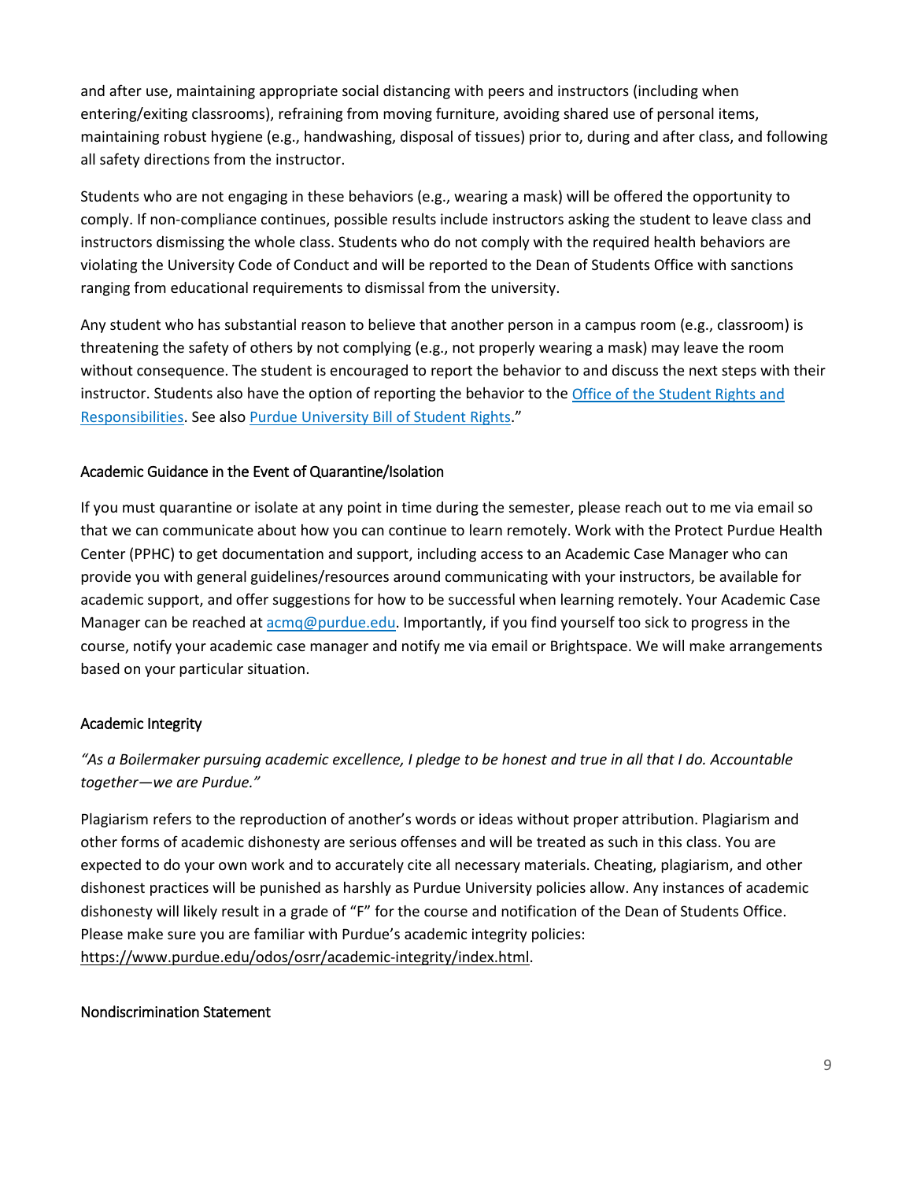and after use, maintaining appropriate social distancing with peers and instructors (including when entering/exiting classrooms), refraining from moving furniture, avoiding shared use of personal items, maintaining robust hygiene (e.g., handwashing, disposal of tissues) prior to, during and after class, and following all safety directions from the instructor.

Students who are not engaging in these behaviors (e.g., wearing a mask) will be offered the opportunity to comply. If non-compliance continues, possible results include instructors asking the student to leave class and instructors dismissing the whole class. Students who do not comply with the required health behaviors are violating the University Code of Conduct and will be reported to the Dean of Students Office with sanctions ranging from educational requirements to dismissal from the university.

Any student who has substantial reason to believe that another person in a campus room (e.g., classroom) is threatening the safety of others by not complying (e.g., not properly wearing a mask) may leave the room without consequence. The student is encouraged to report the behavior to and discuss the next steps with their instructor. Students also have the option of reporting the behavior to the Office of the Student Rights and Responsibilities. See also Purdue University Bill of Student Rights."

### Academic Guidance in the Event of Quarantine/Isolation

If you must quarantine or isolate at any point in time during the semester, please reach out to me via email so that we can communicate about how you can continue to learn remotely. Work with the Protect Purdue Health Center (PPHC) to get documentation and support, including access to an Academic Case Manager who can provide you with general guidelines/resources around communicating with your instructors, be available for academic support, and offer suggestions for how to be successful when learning remotely. Your Academic Case Manager can be reached at acmq@purdue.edu. Importantly, if you find yourself too sick to progress in the course, notify your academic case manager and notify me via email or Brightspace. We will make arrangements based on your particular situation.

### Academic Integrity

*"As a Boilermaker pursuing academic excellence, I pledge to be honest and true in all that I do. Accountable together—we are Purdue."*

Plagiarism refers to the reproduction of another's words or ideas without proper attribution. Plagiarism and other forms of academic dishonesty are serious offenses and will be treated as such in this class. You are expected to do your own work and to accurately cite all necessary materials. Cheating, plagiarism, and other dishonest practices will be punished as harshly as Purdue University policies allow. Any instances of academic dishonesty will likely result in a grade of "F" for the course and notification of the Dean of Students Office. Please make sure you are familiar with Purdue's academic integrity policies: https://www.purdue.edu/odos/osrr/academic-integrity/index.html.

### Nondiscrimination Statement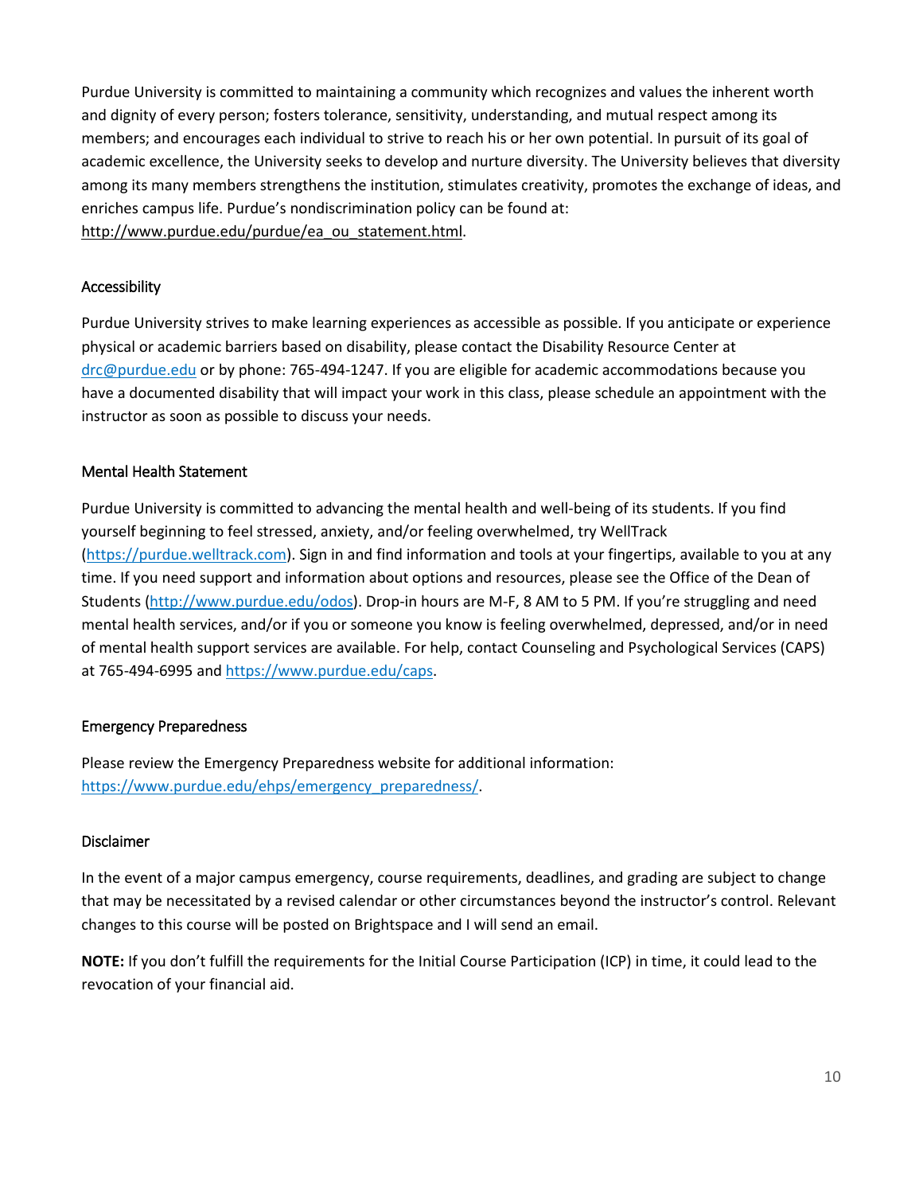Purdue University is committed to maintaining a community which recognizes and values the inherent worth and dignity of every person; fosters tolerance, sensitivity, understanding, and mutual respect among its members; and encourages each individual to strive to reach his or her own potential. In pursuit of its goal of academic excellence, the University seeks to develop and nurture diversity. The University believes that diversity among its many members strengthens the institution, stimulates creativity, promotes the exchange of ideas, and enriches campus life. Purdue's nondiscrimination policy can be found at: http://www.purdue.edu/purdue/ea_ou_statement.html.

## Accessibility

Purdue University strives to make learning experiences as accessible as possible. If you anticipate or experience physical or academic barriers based on disability, please contact the Disability Resource Center at drc@purdue.edu or by phone: 765-494-1247. If you are eligible for academic accommodations because you have a documented disability that will impact your work in this class, please schedule an appointment with the instructor as soon as possible to discuss your needs.

## Mental Health Statement

Purdue University is committed to advancing the mental health and well-being of its students. If you find yourself beginning to feel stressed, anxiety, and/or feeling overwhelmed, try WellTrack (https://purdue.welltrack.com). Sign in and find information and tools at your fingertips, available to you at any time. If you need support and information about options and resources, please see the Office of the Dean of Students (http://www.purdue.edu/odos). Drop-in hours are M-F, 8 AM to 5 PM. If you're struggling and need mental health services, and/or if you or someone you know is feeling overwhelmed, depressed, and/or in need of mental health support services are available. For help, contact Counseling and Psychological Services (CAPS) at 765-494-6995 and https://www.purdue.edu/caps.

## Emergency Preparedness

Please review the Emergency Preparedness website for additional information: https://www.purdue.edu/ehps/emergency_preparedness/.

## Disclaimer

In the event of a major campus emergency, course requirements, deadlines, and grading are subject to change that may be necessitated by a revised calendar or other circumstances beyond the instructor's control. Relevant changes to this course will be posted on Brightspace and I will send an email.

**NOTE:** If you don't fulfill the requirements for the Initial Course Participation (ICP) in time, it could lead to the revocation of your financial aid.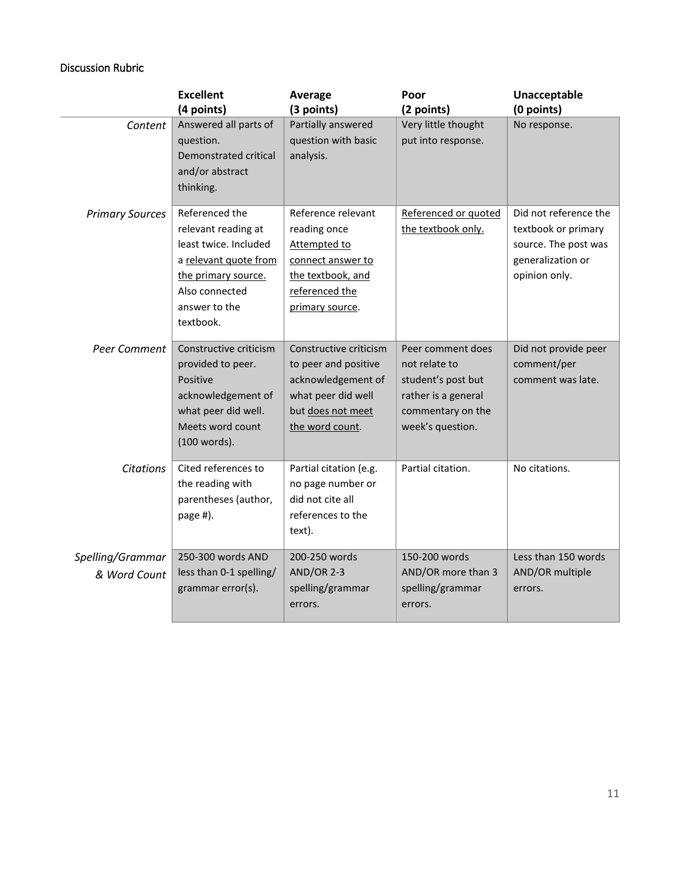Discussion Rubric

| | **Excellent (4 points)** | **Average (3 points)** | **Poor (2 points)** | **Unacceptable (0 points)** |
|---|---|---|---|---|
| *Content* | Answered all parts of question. Demonstrated critical and/or abstract thinking. | Partially answered question with basic analysis. | Very little thought put into response. | No response. |
| *Primary Sources* | Referenced the relevant reading at least twice. Included a relevant quote from the primary source. Also connected answer to the textbook. | Reference relevant reading once Attempted to connect answer to the textbook, and referenced the primary source. | Referenced or quoted the textbook only. | Did not reference the textbook or primary source. The post was generalization or opinion only. |
| *Peer Comment* | Constructive criticism provided to peer. Positive acknowledgement of what peer did well. Meets word count (100 words). | Constructive criticism to peer and positive acknowledgement of what peer did well but does not meet the word count. | Peer comment does not relate to student's post but rather is a general commentary on the week's question. | Did not provide peer comment/per comment was late. |
| *Citations* | Cited references to the reading with parentheses (author, page #). | Partial citation (e.g. no page number or did not cite all references to the text). | Partial citation. | No citations. |
| *Spelling/Grammar & Word Count* | 250-300 words AND less than 0-1 spelling/ grammar error(s). | 200-250 words AND/OR 2-3 spelling/grammar errors. | 150-200 words AND/OR more than 3 spelling/grammar errors. | Less than 150 words AND/OR multiple errors. |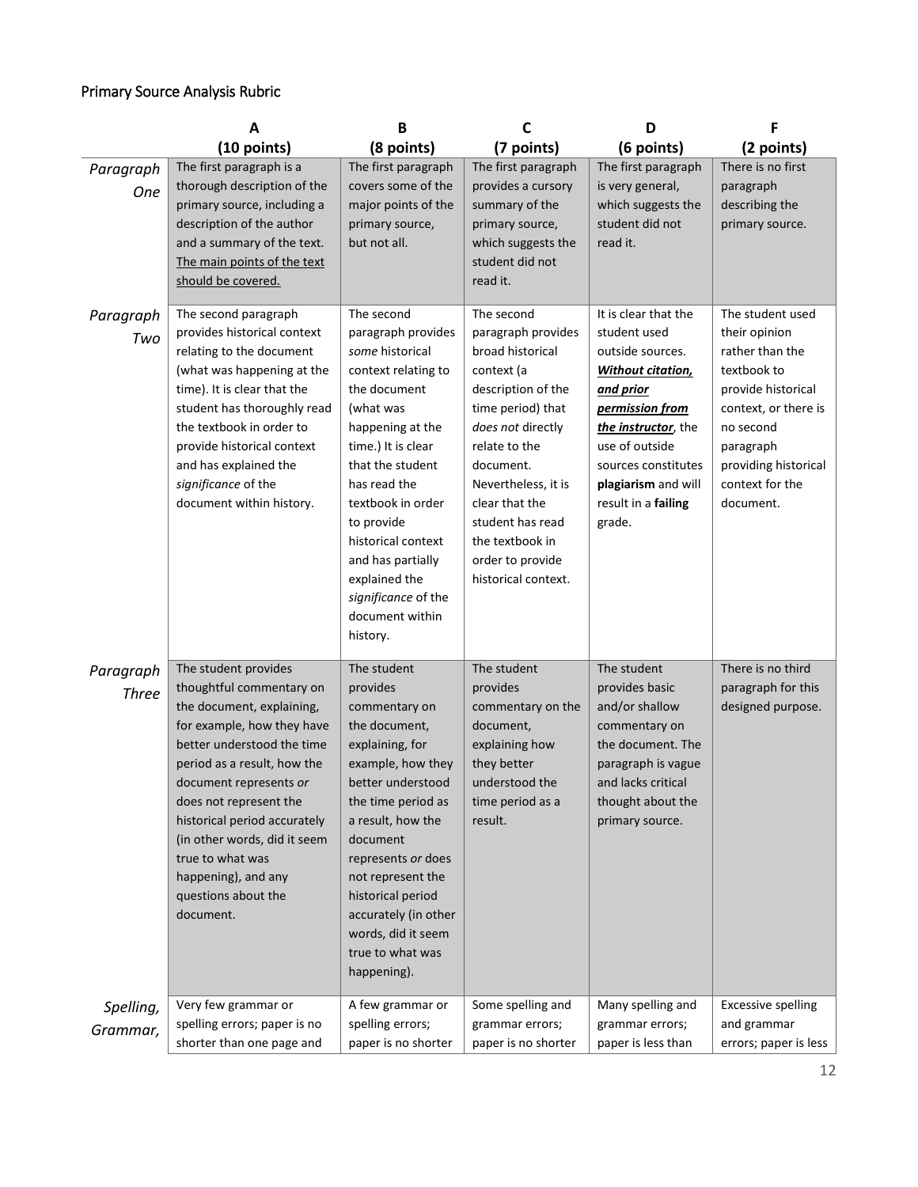Primary Source Analysis Rubric

| | A<br>(10 points) | B<br>(8 points) | C<br>(7 points) | D<br>(6 points) | F<br>(2 points) |
|---|---|---|---|---|---|
| *Paragraph One* | The first paragraph is a thorough description of the primary source, including a description of the author and a summary of the text. <u>The main points of the text should be covered.</u> | The first paragraph covers some of the major points of the primary source, but not all. | The first paragraph provides a cursory summary of the primary source, which suggests the student did not read it. | The first paragraph is very general, which suggests the student did not read it. | There is no first paragraph describing the primary source. |
| *Paragraph Two* | The second paragraph provides historical context relating to the document (what was happening at the time). It is clear that the student has thoroughly read the textbook in order to provide historical context and has explained the *significance* of the document within history. | The second paragraph provides *some* historical context relating to the document (what was happening at the time.) It is clear that the student has read the textbook in order to provide historical context and has partially explained the *significance* of the document within history. | The second paragraph provides broad historical context (a description of the time period) that *does not* directly relate to the document. Nevertheless, it is clear that the student has read the textbook in order to provide historical context. | It is clear that the student used outside sources. <u>***Without citation, and prior permission from the instructor***</u>, the use of outside sources constitutes **plagiarism** and will result in a **failing** grade. | The student used their opinion rather than the textbook to provide historical context, or there is no second paragraph providing historical context for the document. |
| *Paragraph Three* | The student provides thoughtful commentary on the document, explaining, for example, how they have better understood the time period as a result, how the document represents *or* does not represent the historical period accurately (in other words, did it seem true to what was happening), and any questions about the document. | The student provides commentary on the document, explaining, for example, how they better understood the time period as a result, how the document represents *or* does not represent the historical period accurately (in other words, did it seem true to what was happening). | The student provides commentary on the document, explaining how they better understood the time period as a result. | The student provides basic and/or shallow commentary on the document. The paragraph is vague and lacks critical thought about the primary source. | There is no third paragraph for this designed purpose. |
| *Spelling, Grammar,* | Very few grammar or spelling errors; paper is no shorter than one page and | A few grammar or spelling errors; paper is no shorter | Some spelling and grammar errors; paper is no shorter | Many spelling and grammar errors; paper is less than | Excessive spelling and grammar errors; paper is less |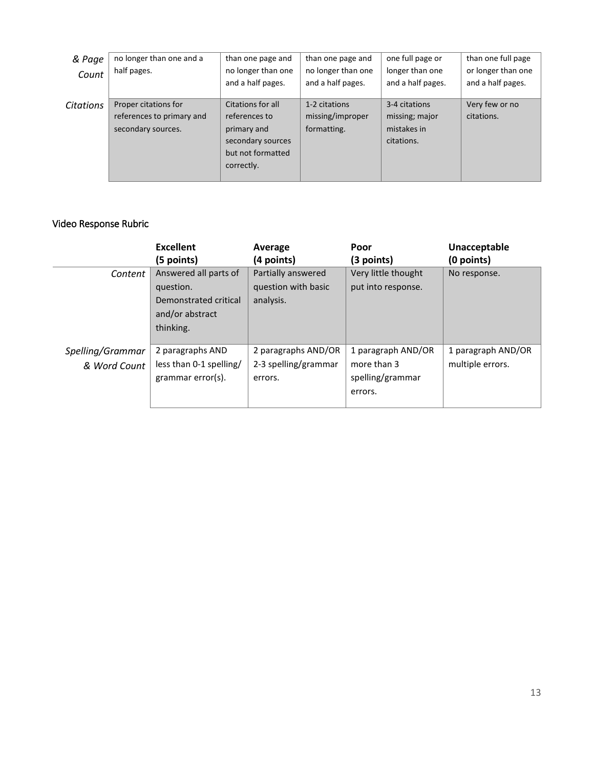| | | | | | |
|---|---|---|---|---|---|
| *& Page Count* | no longer than one and a half pages. | than one page and no longer than one and a half pages. | than one page and no longer than one and a half pages. | one full page or longer than one and a half pages. | than one full page or longer than one and a half pages. |
| *Citations* | Proper citations for references to primary and secondary sources. | Citations for all references to primary and secondary sources but not formatted correctly. | 1-2 citations missing/improper formatting. | 3-4 citations missing; major mistakes in citations. | Very few or no citations. |

## Video Response Rubric

| | **Excellent (5 points)** | **Average (4 points)** | **Poor (3 points)** | **Unacceptable (0 points)** |
|---|---|---|---|---|
| *Content* | Answered all parts of question. Demonstrated critical and/or abstract thinking. | Partially answered question with basic analysis. | Very little thought put into response. | No response. |
| *Spelling/Grammar & Word Count* | 2 paragraphs AND less than 0-1 spelling/ grammar error(s). | 2 paragraphs AND/OR 2-3 spelling/grammar errors. | 1 paragraph AND/OR more than 3 spelling/grammar errors. | 1 paragraph AND/OR multiple errors. |